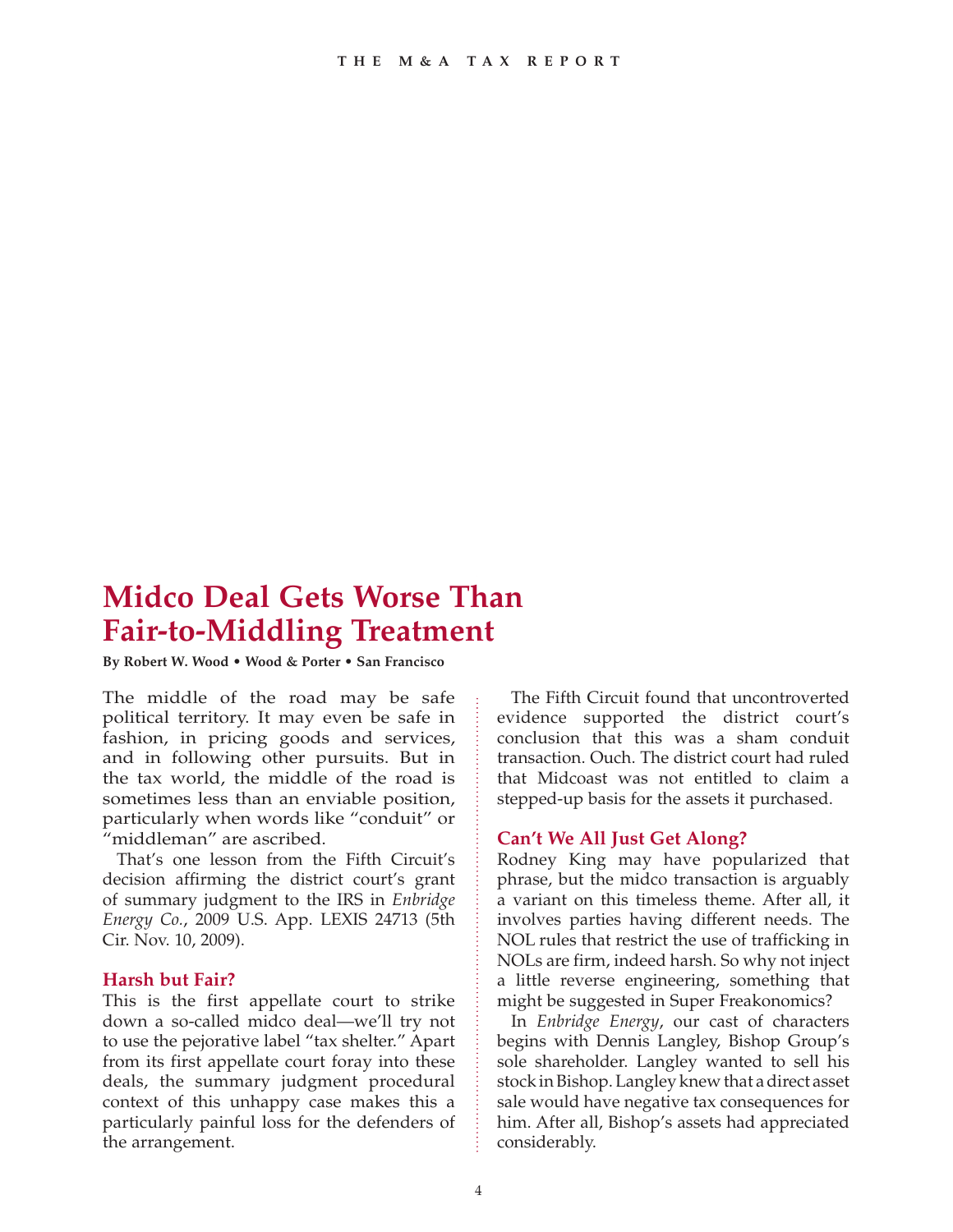# Midco Deal Gets Worse Than Fair-to-Middling Treatment

**By Robert W. Wood • Wood & Porter • San Francisco**

The middle of the road may be safe political territory. It may even be safe in fashion, in pricing goods and services, and in following other pursuits. But in the tax world, the middle of the road is sometimes less than an enviable position, particularly when words like "conduit" or "middleman" are ascribed.

That's one lesson from the Fifth Circuit's decision affirming the district court's grant of summary judgment to the IRS in *Enbridge Energy Co.*, 2009 U.S. App. LEXIS 24713 (5th Cir. Nov. 10, 2009).

## Harsh but Fair?

This is the first appellate court to strike down a so-called midco deal—we'll try not to use the pejorative label "tax shelter." Apart from its first appellate court foray into these deals, the summary judgment procedural context of this unhappy case makes this a particularly painful loss for the defenders of the arrangement.

The Fifth Circuit found that uncontroverted evidence supported the district court's conclusion that this was a sham conduit transaction. Ouch. The district court had ruled that Midcoast was not entitled to claim a stepped-up basis for the assets it purchased.

## Can't We All Just Get Along?

Rodney King may have popularized that phrase, but the midco transaction is arguably a variant on this timeless theme. After all, it involves parties having different needs. The NOL rules that restrict the use of trafficking in NOLs are firm, indeed harsh. So why not inject a little reverse engineering, something that might be suggested in Super Freakonomics?

In *Enbridge Energy*, our cast of characters begins with Dennis Langley, Bishop Group's sole shareholder. Langley wanted to sell his stock in Bishop. Langley knew that a direct asset sale would have negative tax consequences for him. After all, Bishop's assets had appreciated considerably.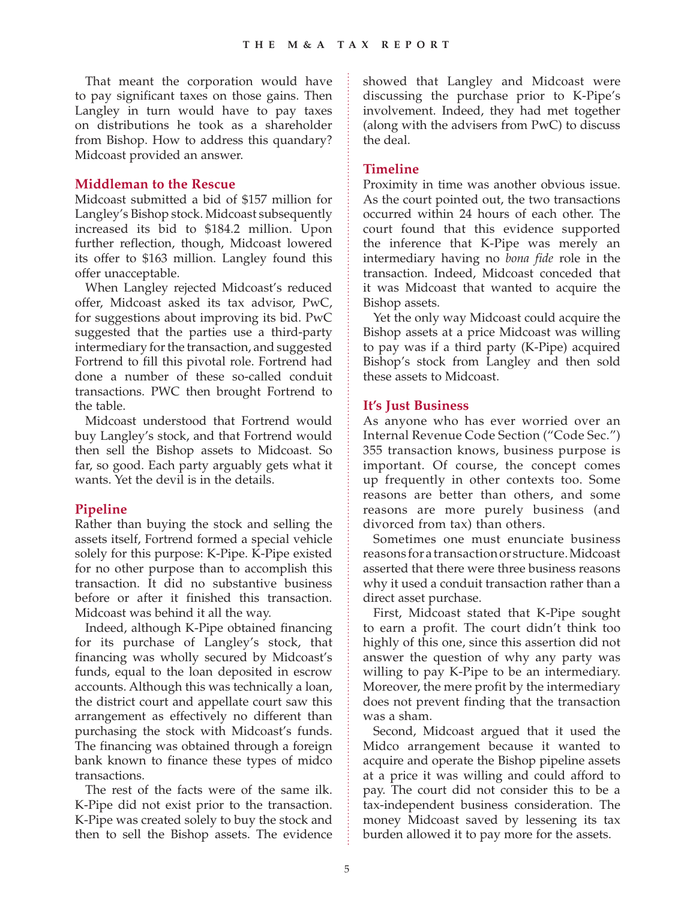That meant the corporation would have to pay significant taxes on those gains. Then Langley in turn would have to pay taxes on distributions he took as a shareholder from Bishop. How to address this quandary? Midcoast provided an answer.

### Middleman to the Rescue

Midcoast submitted a bid of $157 million for Langley's Bishop stock. Midcoast subsequently increased its bid to $184.2 million. Upon further reflection, though, Midcoast lowered its offer to $163 million. Langley found this offer unacceptable.

When Langley rejected Midcoast's reduced offer, Midcoast asked its tax advisor, PwC, for suggestions about improving its bid. PwC suggested that the parties use a third-party intermediary for the transaction, and suggested Fortrend to fill this pivotal role. Fortrend had done a number of these so-called conduit transactions. PWC then brought Fortrend to the table.

Midcoast understood that Fortrend would buy Langley's stock, and that Fortrend would then sell the Bishop assets to Midcoast. So far, so good. Each party arguably gets what it wants. Yet the devil is in the details.

### Pipeline

Rather than buying the stock and selling the assets itself, Fortrend formed a special vehicle solely for this purpose: K-Pipe. K-Pipe existed for no other purpose than to accomplish this transaction. It did no substantive business before or after it finished this transaction. Midcoast was behind it all the way.

Indeed, although K-Pipe obtained financing for its purchase of Langley's stock, that financing was wholly secured by Midcoast's funds, equal to the loan deposited in escrow accounts. Although this was technically a loan, the district court and appellate court saw this arrangement as effectively no different than purchasing the stock with Midcoast's funds. The financing was obtained through a foreign bank known to finance these types of midco transactions.

The rest of the facts were of the same ilk. K-Pipe did not exist prior to the transaction. K-Pipe was created solely to buy the stock and then to sell the Bishop assets. The evidence showed that Langley and Midcoast were discussing the purchase prior to K-Pipe's involvement. Indeed, they had met together (along with the advisers from PwC) to discuss the deal.

### Timeline

Proximity in time was another obvious issue. As the court pointed out, the two transactions occurred within 24 hours of each other. The court found that this evidence supported the inference that K-Pipe was merely an intermediary having no *bona fide* role in the transaction. Indeed, Midcoast conceded that it was Midcoast that wanted to acquire the Bishop assets.

Yet the only way Midcoast could acquire the Bishop assets at a price Midcoast was willing to pay was if a third party (K-Pipe) acquired Bishop's stock from Langley and then sold these assets to Midcoast.

### It's Just Business

As anyone who has ever worried over an Internal Revenue Code Section ("Code Sec.") 355 transaction knows, business purpose is important. Of course, the concept comes up frequently in other contexts too. Some reasons are better than others, and some reasons are more purely business (and divorced from tax) than others.

Sometimes one must enunciate business reasons for a transaction or structure. Midcoast asserted that there were three business reasons why it used a conduit transaction rather than a direct asset purchase.

First, Midcoast stated that K-Pipe sought to earn a profit. The court didn't think too highly of this one, since this assertion did not answer the question of why any party was willing to pay K-Pipe to be an intermediary. Moreover, the mere profit by the intermediary does not prevent finding that the transaction was a sham.

Second, Midcoast argued that it used the Midco arrangement because it wanted to acquire and operate the Bishop pipeline assets at a price it was willing and could afford to pay. The court did not consider this to be a tax-independent business consideration. The money Midcoast saved by lessening its tax burden allowed it to pay more for the assets.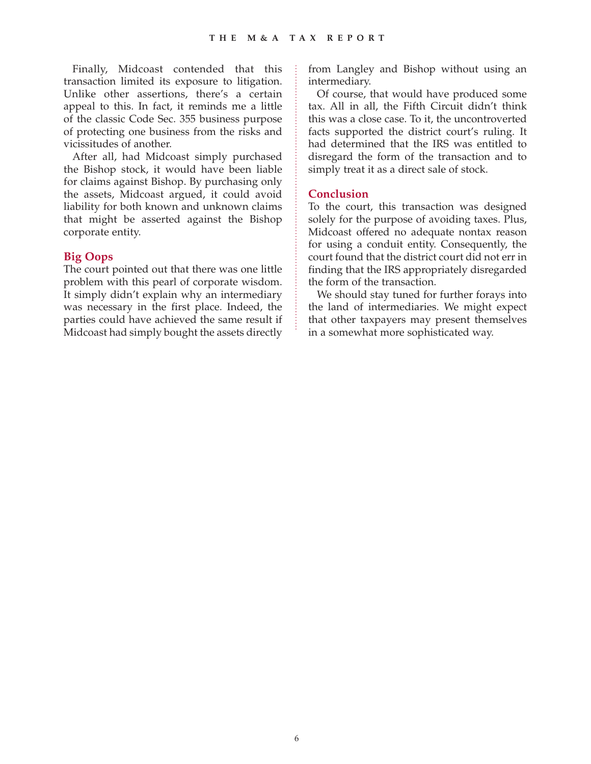Finally, Midcoast contended that this transaction limited its exposure to litigation. Unlike other assertions, there's a certain appeal to this. In fact, it reminds me a little of the classic Code Sec. 355 business purpose of protecting one business from the risks and vicissitudes of another.

After all, had Midcoast simply purchased the Bishop stock, it would have been liable for claims against Bishop. By purchasing only the assets, Midcoast argued, it could avoid liability for both known and unknown claims that might be asserted against the Bishop corporate entity.

## Big Oops

The court pointed out that there was one little problem with this pearl of corporate wisdom. It simply didn't explain why an intermediary was necessary in the first place. Indeed, the parties could have achieved the same result if Midcoast had simply bought the assets directly from Langley and Bishop without using an intermediary.

Of course, that would have produced some tax. All in all, the Fifth Circuit didn't think this was a close case. To it, the uncontroverted facts supported the district court's ruling. It had determined that the IRS was entitled to disregard the form of the transaction and to simply treat it as a direct sale of stock.

## Conclusion

To the court, this transaction was designed solely for the purpose of avoiding taxes. Plus, Midcoast offered no adequate nontax reason for using a conduit entity. Consequently, the court found that the district court did not err in finding that the IRS appropriately disregarded the form of the transaction.

We should stay tuned for further forays into the land of intermediaries. We might expect that other taxpayers may present themselves in a somewhat more sophisticated way.